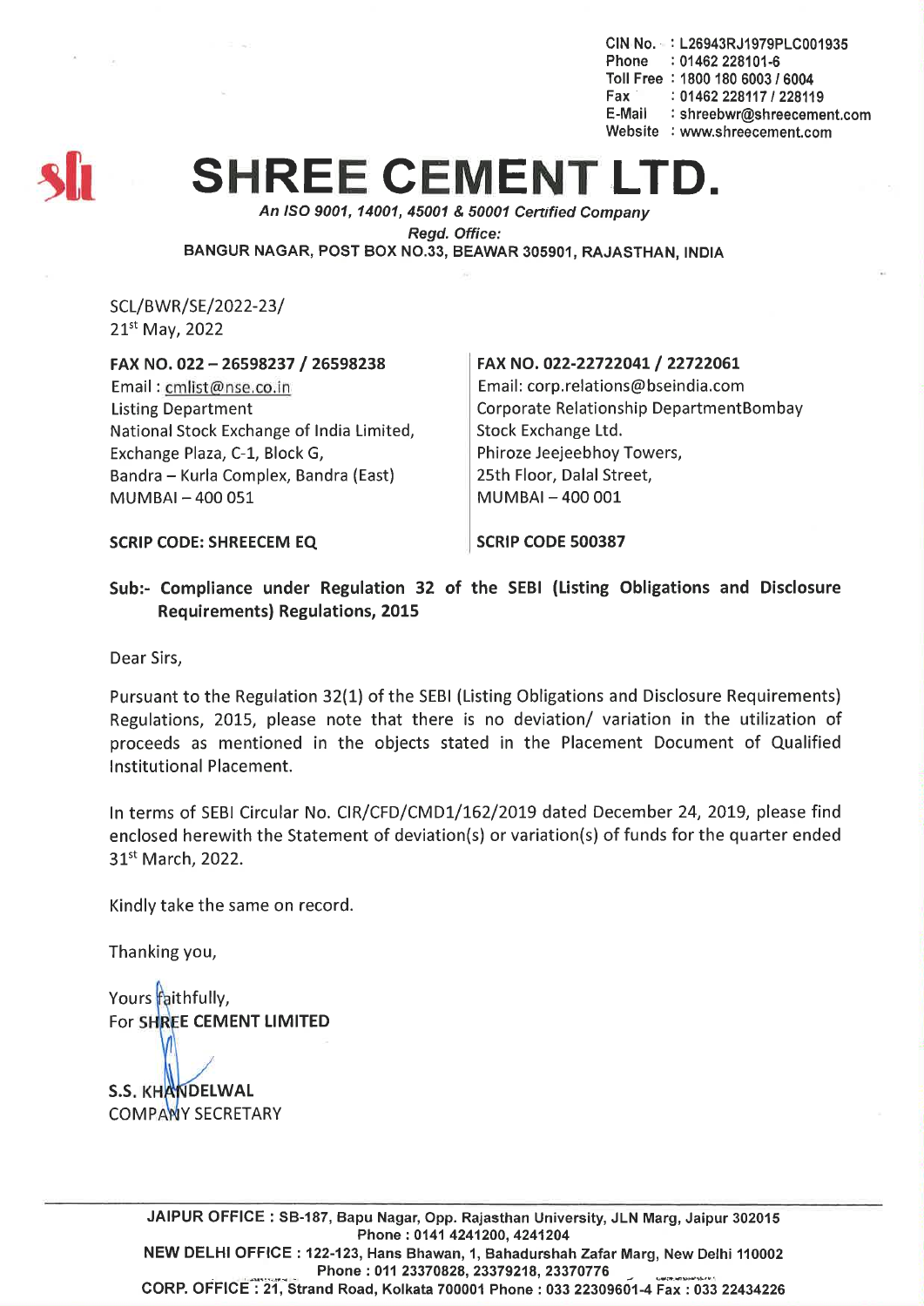CIN No. : L26943RJ1979PLC001935
Phone : 01462 228101-6
Toll Free : 1800 180 6003 / 6004
Fax : 01462 228117 / 228119
E-Mail : shreebwr@shreecement.com
Website : www.shreecement.com

# SHREE CEMENT LTD.

*An ISO 9001, 14001, 45001 & 50001 Certified Company*

*Regd. Office:*

BANGUR NAGAR, POST BOX NO.33, BEAWAR 305901, RAJASTHAN, INDIA

SCL/BWR/SE/2022-23/
21st May, 2022

| **FAX NO. 022 – 26598237 / 26598238** | **FAX NO. 022-22722041 / 22722061** |
|---|---|
| Email : cmlist@nse.co.in | Email: corp.relations@bseindia.com |
| Listing Department | Corporate Relationship DepartmentBombay |
| National Stock Exchange of India Limited, | Stock Exchange Ltd. |
| Exchange Plaza, C-1, Block G, | Phiroze Jeejeebhoy Towers, |
| Bandra – Kurla Complex, Bandra (East) | 25th Floor, Dalal Street, |
| MUMBAI – 400 051 | MUMBAI – 400 001 |
| **SCRIP CODE: SHREECEM EQ** | **SCRIP CODE 500387** |

**Sub:- Compliance under Regulation 32 of the SEBI (Listing Obligations and Disclosure Requirements) Regulations, 2015**

Dear Sirs,

Pursuant to the Regulation 32(1) of the SEBI (Listing Obligations and Disclosure Requirements) Regulations, 2015, please note that there is no deviation/ variation in the utilization of proceeds as mentioned in the objects stated in the Placement Document of Qualified Institutional Placement.

In terms of SEBI Circular No. CIR/CFD/CMD1/162/2019 dated December 24, 2019, please find enclosed herewith the Statement of deviation(s) or variation(s) of funds for the quarter ended 31st March, 2022.

Kindly take the same on record.

Thanking you,

Yours faithfully,
**For SHREE CEMENT LIMITED**

**S.S. KHANDELWAL**
COMPANY SECRETARY

JAIPUR OFFICE : SB-187, Bapu Nagar, Opp. Rajasthan University, JLN Marg, Jaipur 302015
Phone : 0141 4241200, 4241204
NEW DELHI OFFICE : 122-123, Hans Bhawan, 1, Bahadurshah Zafar Marg, New Delhi 110002
Phone : 011 23370828, 23379218, 23370776
CORP. OFFICE : 21, Strand Road, Kolkata 700001 Phone : 033 22309601-4 Fax : 033 22434226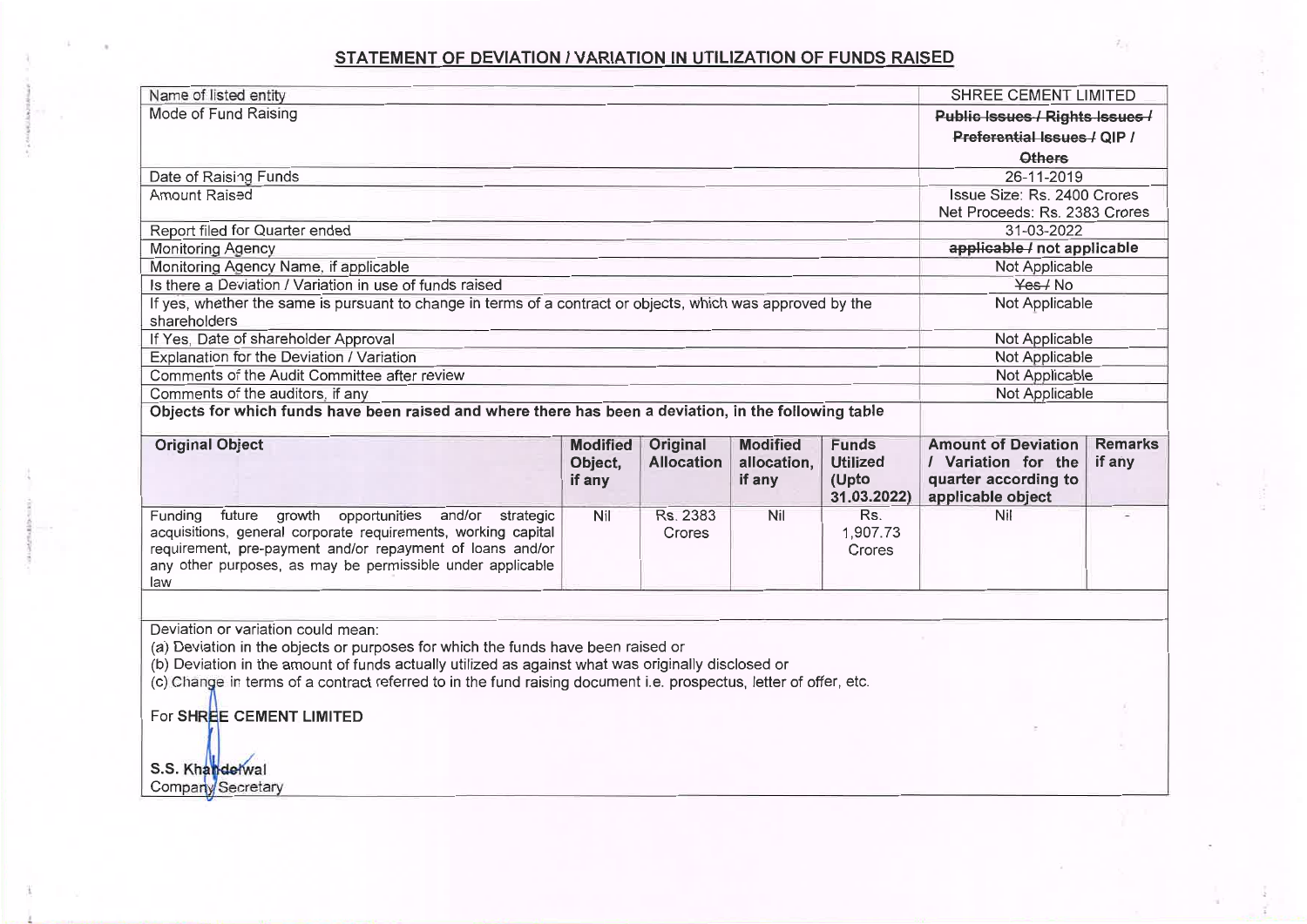## STATEMENT OF DEVIATION / VARIATION IN UTILIZATION OF FUNDS RAISED

| | |
|---|---|
| Name of listed entity | SHREE CEMENT LIMITED |
| Mode of Fund Raising | ~~Public Issues / Rights Issues /~~ ~~Preferential Issues /~~ QIP / ~~Others~~ |
| Date of Raising Funds | 26-11-2019 |
| Amount Raised | Issue Size: Rs. 2400 Crores<br>Net Proceeds: Rs. 2383 Crores |
| Report filed for Quarter ended | 31-03-2022 |
| Monitoring Agency | ~~applicable /~~ not applicable |
| Monitoring Agency Name, if applicable | Not Applicable |
| Is there a Deviation / Variation in use of funds raised | ~~Yes /~~ No |
| If yes, whether the same is pursuant to change in terms of a contract or objects, which was approved by the shareholders | Not Applicable |
| If Yes, Date of shareholder Approval | Not Applicable |
| Explanation for the Deviation / Variation | Not Applicable |
| Comments of the Audit Committee after review | Not Applicable |
| Comments of the auditors, if any | Not Applicable |

**Objects for which funds have been raised and where there has been a deviation, in the following table**

| Original Object | Modified Object, if any | Original Allocation | Modified allocation, if any | Funds Utilized (Upto 31.03.2022) | Amount of Deviation / Variation for the quarter according to applicable object | Remarks if any |
|---|---|---|---|---|---|---|
| Funding future growth opportunities and/or strategic acquisitions, general corporate requirements, working capital requirement, pre-payment and/or repayment of loans and/or any other purposes, as may be permissible under applicable law | Nil | Rs. 2383 Crores | Nil | Rs. 1,907.73 Crores | Nil | - |

Deviation or variation could mean:

(a) Deviation in the objects or purposes for which the funds have been raised or

(b) Deviation in the amount of funds actually utilized as against what was originally disclosed or

(c) Change in terms of a contract referred to in the fund raising document i.e. prospectus, letter of offer, etc.

For **SHREE CEMENT LIMITED**

**S.S. Khandelwal**
Company Secretary